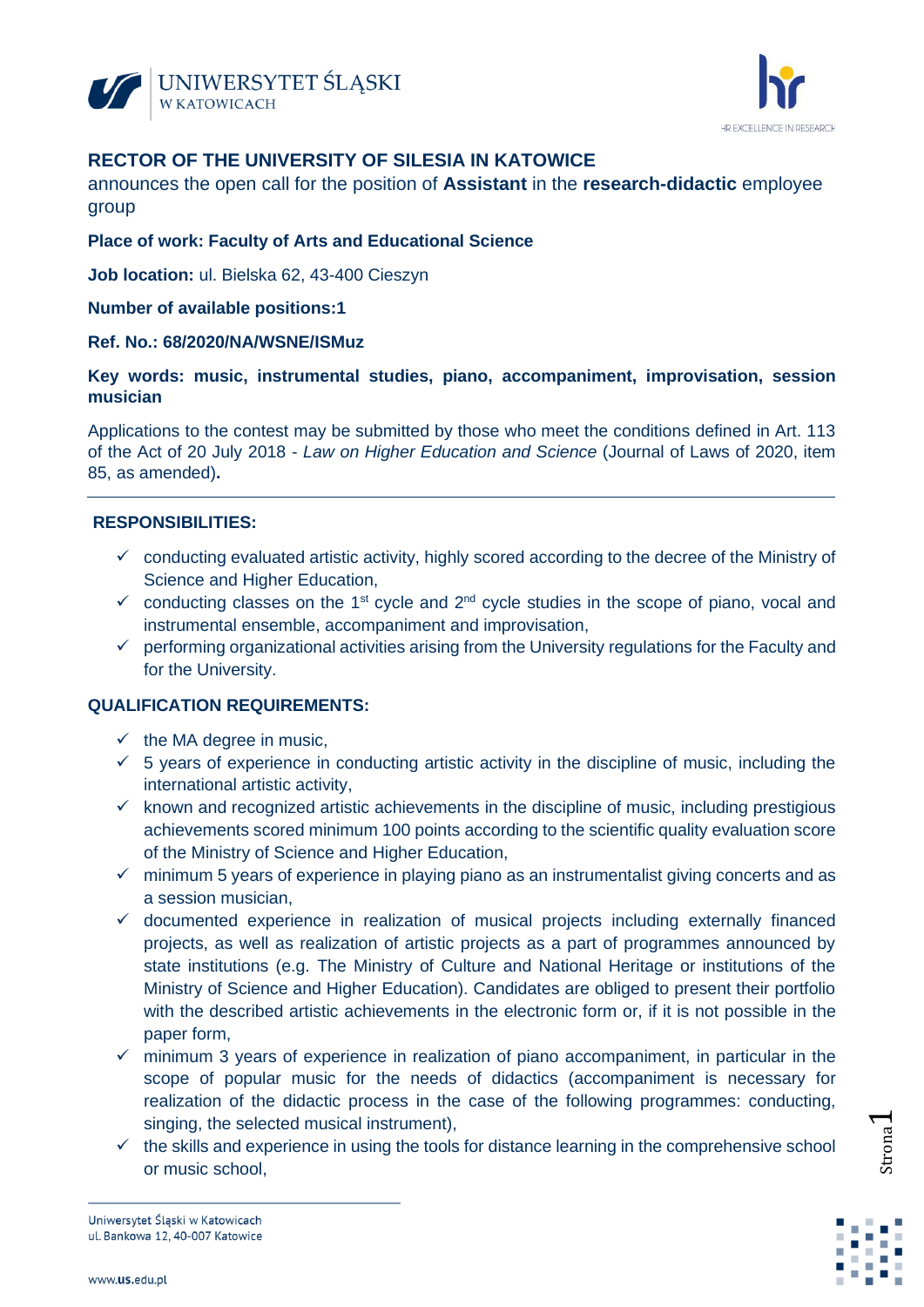# RECTOR OF THE UNIVERSITY OF SILESIA IN KATOWICE

announces the open call for the position of **Assistant** in the **research-didactic** employee group

**Place of work: Faculty of Arts and Educational Science**

**Job location:** ul. Bielska 62, 43-400 Cieszyn

**Number of available positions:1**

**Ref. No.: 68/2020/NA/WSNE/ISMuz**

**Key words: music, instrumental studies, piano, accompaniment, improvisation, session musician**

Applications to the contest may be submitted by those who meet the conditions defined in Art. 113 of the Act of 20 July 2018 - *Law on Higher Education and Science* (Journal of Laws of 2020, item 85, as amended)**.**

---

**RESPONSIBILITIES:**

- ✓ conducting evaluated artistic activity, highly scored according to the decree of the Ministry of Science and Higher Education,
- ✓ conducting classes on the 1st cycle and 2nd cycle studies in the scope of piano, vocal and instrumental ensemble, accompaniment and improvisation,
- ✓ performing organizational activities arising from the University regulations for the Faculty and for the University.

**QUALIFICATION REQUIREMENTS:**

- ✓ the MA degree in music,
- ✓ 5 years of experience in conducting artistic activity in the discipline of music, including the international artistic activity,
- ✓ known and recognized artistic achievements in the discipline of music, including prestigious achievements scored minimum 100 points according to the scientific quality evaluation score of the Ministry of Science and Higher Education,
- ✓ minimum 5 years of experience in playing piano as an instrumentalist giving concerts and as a session musician,
- ✓ documented experience in realization of musical projects including externally financed projects, as well as realization of artistic projects as a part of programmes announced by state institutions (e.g. The Ministry of Culture and National Heritage or institutions of the Ministry of Science and Higher Education). Candidates are obliged to present their portfolio with the described artistic achievements in the electronic form or, if it is not possible in the paper form,
- ✓ minimum 3 years of experience in realization of piano accompaniment, in particular in the scope of popular music for the needs of didactics (accompaniment is necessary for realization of the didactic process in the case of the following programmes: conducting, singing, the selected musical instrument),
- ✓ the skills and experience in using the tools for distance learning in the comprehensive school or music school,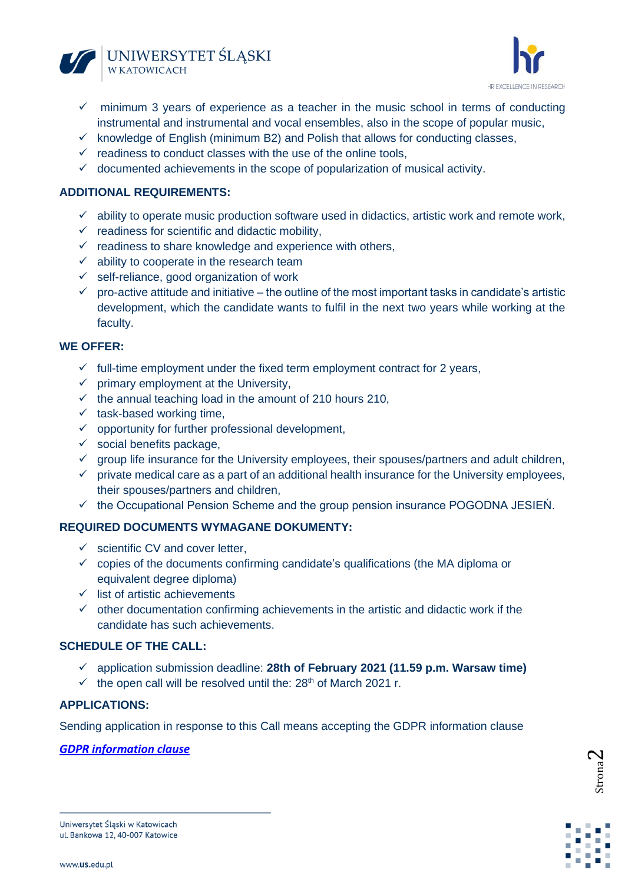- ✓ minimum 3 years of experience as a teacher in the music school in terms of conducting instrumental and instrumental and vocal ensembles, also in the scope of popular music,
- ✓ knowledge of English (minimum B2) and Polish that allows for conducting classes,
- ✓ readiness to conduct classes with the use of the online tools,
- ✓ documented achievements in the scope of popularization of musical activity.

**ADDITIONAL REQUIREMENTS:**

- ✓ ability to operate music production software used in didactics, artistic work and remote work,
- ✓ readiness for scientific and didactic mobility,
- ✓ readiness to share knowledge and experience with others,
- ✓ ability to cooperate in the research team
- ✓ self-reliance, good organization of work
- ✓ pro-active attitude and initiative – the outline of the most important tasks in candidate's artistic development, which the candidate wants to fulfil in the next two years while working at the faculty.

**WE OFFER:**

- ✓ full-time employment under the fixed term employment contract for 2 years,
- ✓ primary employment at the University,
- ✓ the annual teaching load in the amount of 210 hours 210,
- ✓ task-based working time,
- ✓ opportunity for further professional development,
- ✓ social benefits package,
- ✓ group life insurance for the University employees, their spouses/partners and adult children,
- ✓ private medical care as a part of an additional health insurance for the University employees, their spouses/partners and children,
- ✓ the Occupational Pension Scheme and the group pension insurance POGODNA JESIEŃ.

**REQUIRED DOCUMENTS WYMAGANE DOKUMENTY:**

- ✓ scientific CV and cover letter,
- ✓ copies of the documents confirming candidate's qualifications (the MA diploma or equivalent degree diploma)
- ✓ list of artistic achievements
- ✓ other documentation confirming achievements in the artistic and didactic work if the candidate has such achievements.

**SCHEDULE OF THE CALL:**

- ✓ application submission deadline: **28th of February 2021 (11.59 p.m. Warsaw time)**
- ✓ the open call will be resolved until the: 28th of March 2021 r.

**APPLICATIONS:**

Sending application in response to this Call means accepting the GDPR information clause

***GDPR information clause***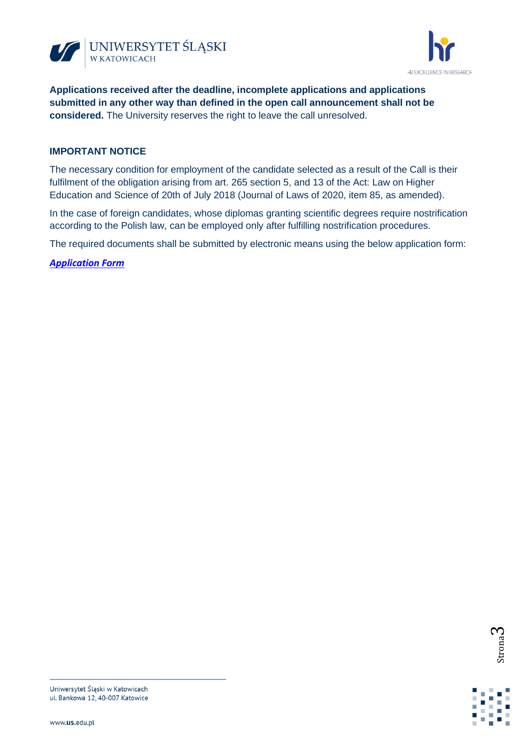**Applications received after the deadline, incomplete applications and applications submitted in any other way than defined in the open call announcement shall not be considered.** The University reserves the right to leave the call unresolved.

## IMPORTANT NOTICE

The necessary condition for employment of the candidate selected as a result of the Call is their fulfilment of the obligation arising from art. 265 section 5, and 13 of the Act: Law on Higher Education and Science of 20th of July 2018 (Journal of Laws of 2020, item 85, as amended).

In the case of foreign candidates, whose diplomas granting scientific degrees require nostrification according to the Polish law, can be employed only after fulfilling nostrification procedures.

The required documents shall be submitted by electronic means using the below application form:

***Application Form***